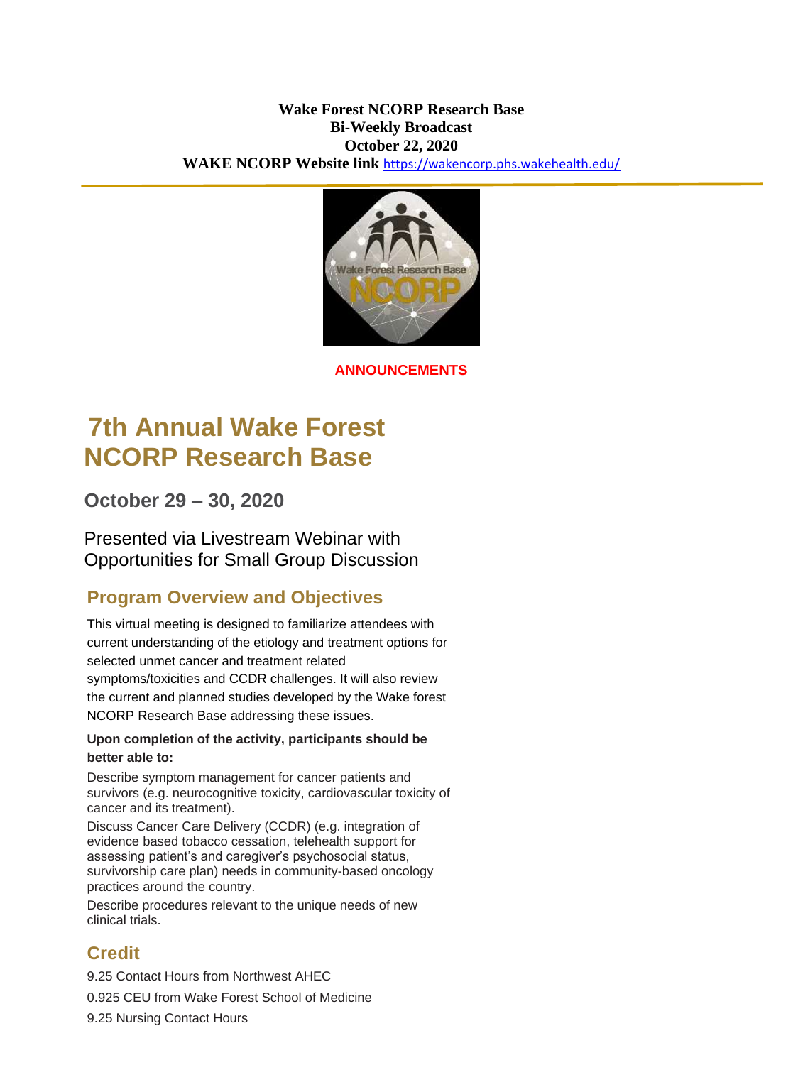**Wake Forest NCORP Research Base**
**Bi-Weekly Broadcast**
**October 22, 2020**
**WAKE NCORP Website link** https://wakencorp.phs.wakehealth.edu/

**ANNOUNCEMENTS**

# 7th Annual Wake Forest NCORP Research Base

## October 29 – 30, 2020

Presented via Livestream Webinar with Opportunities for Small Group Discussion

### Program Overview and Objectives

This virtual meeting is designed to familiarize attendees with current understanding of the etiology and treatment options for selected unmet cancer and treatment related symptoms/toxicities and CCDR challenges. It will also review the current and planned studies developed by the Wake forest NCORP Research Base addressing these issues.

**Upon completion of the activity, participants should be better able to:**

Describe symptom management for cancer patients and survivors (e.g. neurocognitive toxicity, cardiovascular toxicity of cancer and its treatment).

Discuss Cancer Care Delivery (CCDR) (e.g. integration of evidence based tobacco cessation, telehealth support for assessing patient's and caregiver's psychosocial status, survivorship care plan) needs in community-based oncology practices around the country.

Describe procedures relevant to the unique needs of new clinical trials.

### Credit

9.25 Contact Hours from Northwest AHEC

0.925 CEU from Wake Forest School of Medicine

9.25 Nursing Contact Hours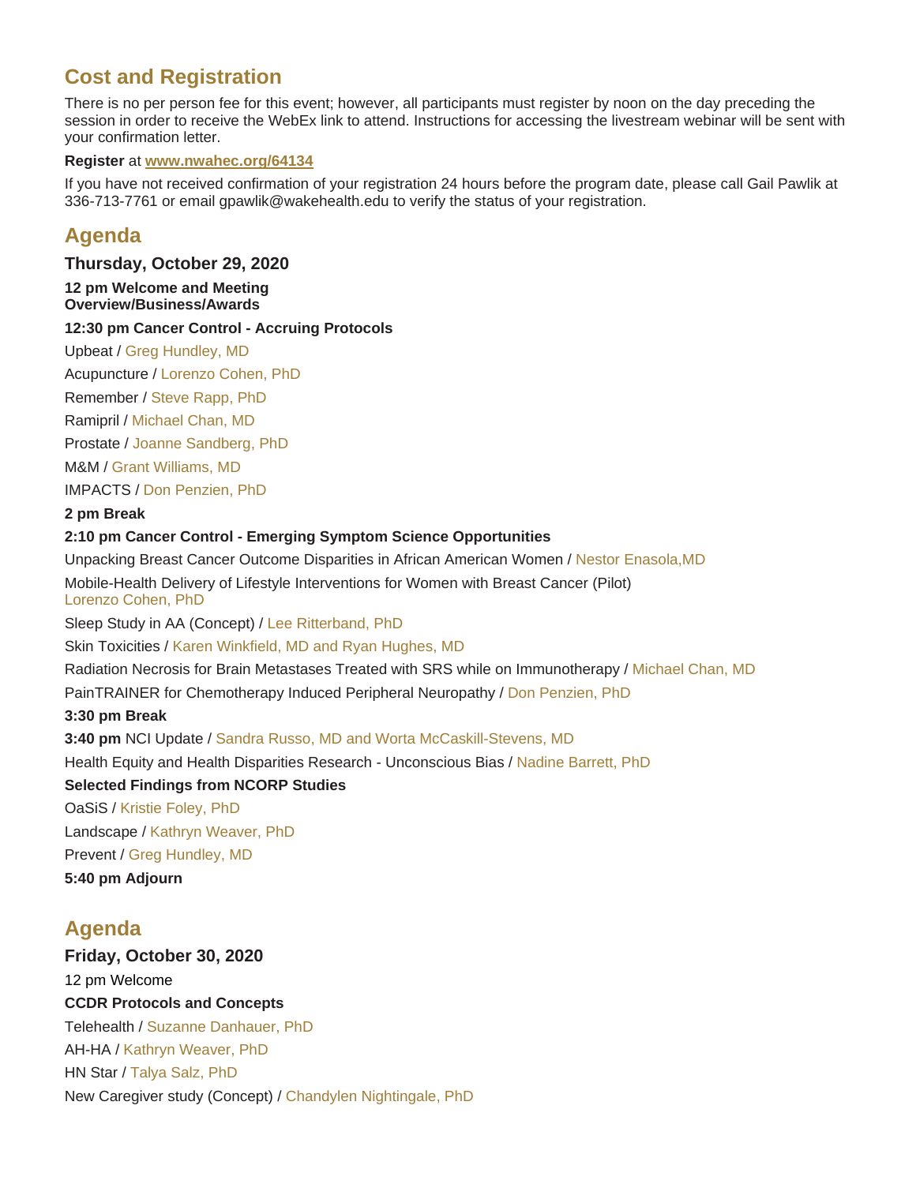## Cost and Registration

There is no per person fee for this event; however, all participants must register by noon on the day preceding the session in order to receive the WebEx link to attend. Instructions for accessing the livestream webinar will be sent with your confirmation letter.

**Register** at **www.nwahec.org/64134**

If you have not received confirmation of your registration 24 hours before the program date, please call Gail Pawlik at 336-713-7761 or email gpawlik@wakehealth.edu to verify the status of your registration.

## Agenda

### Thursday, October 29, 2020

**12 pm Welcome and Meeting Overview/Business/Awards**

**12:30 pm Cancer Control - Accruing Protocols**

Upbeat / Greg Hundley, MD

Acupuncture / Lorenzo Cohen, PhD

Remember / Steve Rapp, PhD

Ramipril / Michael Chan, MD

Prostate / Joanne Sandberg, PhD

M&M / Grant Williams, MD

IMPACTS / Don Penzien, PhD

**2 pm Break**

**2:10 pm Cancer Control - Emerging Symptom Science Opportunities**

Unpacking Breast Cancer Outcome Disparities in African American Women / Nestor Enasola,MD

Mobile-Health Delivery of Lifestyle Interventions for Women with Breast Cancer (Pilot)
Lorenzo Cohen, PhD

Sleep Study in AA (Concept) / Lee Ritterband, PhD

Skin Toxicities / Karen Winkfield, MD and Ryan Hughes, MD

Radiation Necrosis for Brain Metastases Treated with SRS while on Immunotherapy / Michael Chan, MD

PainTRAINER for Chemotherapy Induced Peripheral Neuropathy / Don Penzien, PhD

**3:30 pm Break**

**3:40 pm** NCI Update / Sandra Russo, MD and Worta McCaskill-Stevens, MD

Health Equity and Health Disparities Research - Unconscious Bias / Nadine Barrett, PhD

**Selected Findings from NCORP Studies**

OaSiS / Kristie Foley, PhD

Landscape / Kathryn Weaver, PhD

Prevent / Greg Hundley, MD

**5:40 pm Adjourn**

## Agenda

### Friday, October 30, 2020

12 pm Welcome

**CCDR Protocols and Concepts**

Telehealth / Suzanne Danhauer, PhD

AH-HA / Kathryn Weaver, PhD

HN Star / Talya Salz, PhD

New Caregiver study (Concept) / Chandylen Nightingale, PhD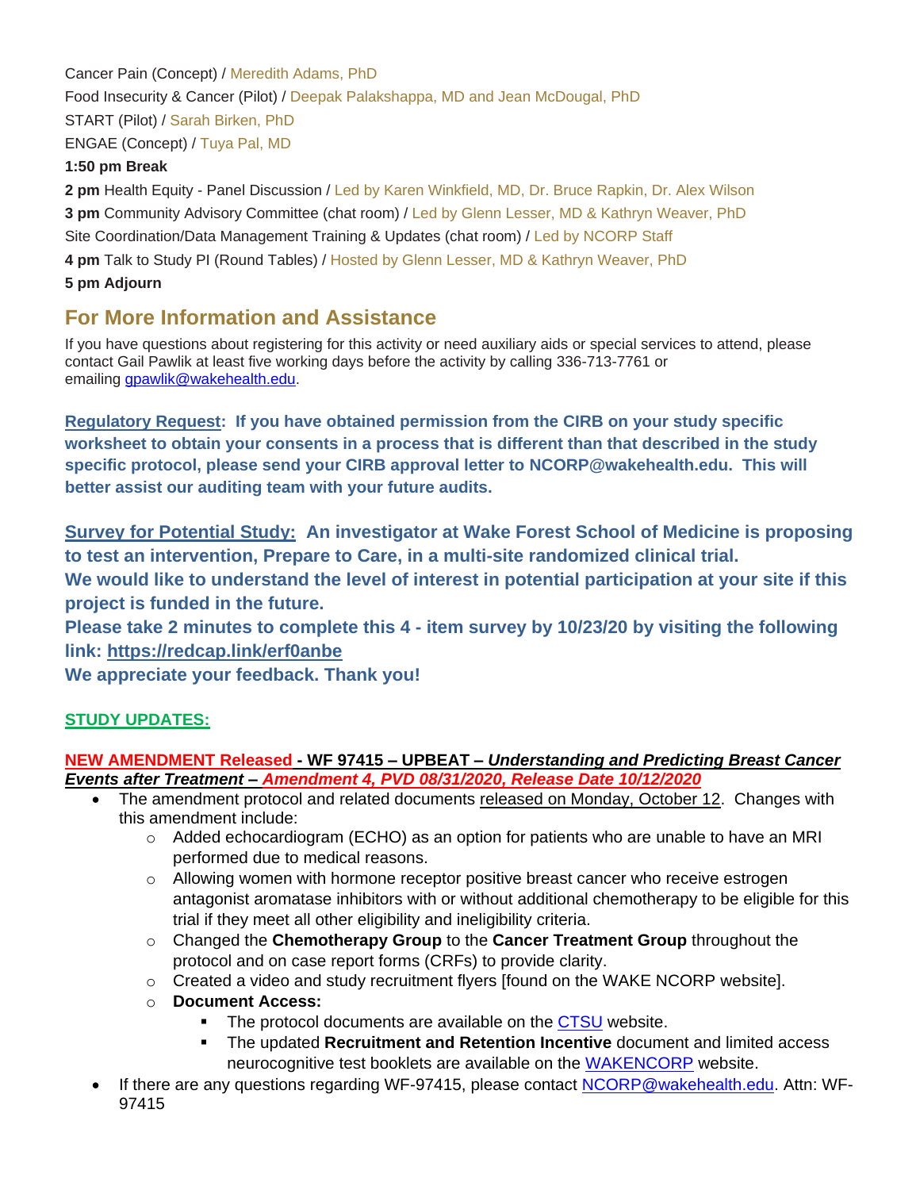Cancer Pain (Concept) / Meredith Adams, PhD

Food Insecurity & Cancer (Pilot) / Deepak Palakshappa, MD and Jean McDougal, PhD

START (Pilot) / Sarah Birken, PhD

ENGAE (Concept) / Tuya Pal, MD

**1:50 pm Break**

**2 pm** Health Equity - Panel Discussion / Led by Karen Winkfield, MD, Dr. Bruce Rapkin, Dr. Alex Wilson

**3 pm** Community Advisory Committee (chat room) / Led by Glenn Lesser, MD & Kathryn Weaver, PhD

Site Coordination/Data Management Training & Updates (chat room) / Led by NCORP Staff

**4 pm** Talk to Study PI (Round Tables) / Hosted by Glenn Lesser, MD & Kathryn Weaver, PhD

**5 pm Adjourn**

## For More Information and Assistance

If you have questions about registering for this activity or need auxiliary aids or special services to attend, please contact Gail Pawlik at least five working days before the activity by calling 336-713-7761 or emailing gpawlik@wakehealth.edu.

**Regulatory Request: If you have obtained permission from the CIRB on your study specific worksheet to obtain your consents in a process that is different than that described in the study specific protocol, please send your CIRB approval letter to NCORP@wakehealth.edu. This will better assist our auditing team with your future audits.**

**Survey for Potential Study: An investigator at Wake Forest School of Medicine is proposing to test an intervention, Prepare to Care, in a multi-site randomized clinical trial.**
**We would like to understand the level of interest in potential participation at your site if this project is funded in the future.**
**Please take 2 minutes to complete this 4 - item survey by 10/23/20 by visiting the following link: https://redcap.link/erf0anbe**
**We appreciate your feedback. Thank you!**

**STUDY UPDATES:**

**NEW AMENDMENT Released - WF 97415 – UPBEAT – *Understanding and Predicting Breast Cancer Events after Treatment* – *Amendment 4, PVD 08/31/2020, Release Date 10/12/2020***

- The amendment protocol and related documents released on Monday, October 12. Changes with this amendment include:
  - Added echocardiogram (ECHO) as an option for patients who are unable to have an MRI performed due to medical reasons.
  - Allowing women with hormone receptor positive breast cancer who receive estrogen antagonist aromatase inhibitors with or without additional chemotherapy to be eligible for this trial if they meet all other eligibility and ineligibility criteria.
  - Changed the **Chemotherapy Group** to the **Cancer Treatment Group** throughout the protocol and on case report forms (CRFs) to provide clarity.
  - Created a video and study recruitment flyers [found on the WAKE NCORP website].
  - **Document Access:**
    - The protocol documents are available on the CTSU website.
    - The updated **Recruitment and Retention Incentive** document and limited access neurocognitive test booklets are available on the WAKENCORP website.
- If there are any questions regarding WF-97415, please contact NCORP@wakehealth.edu. Attn: WF-97415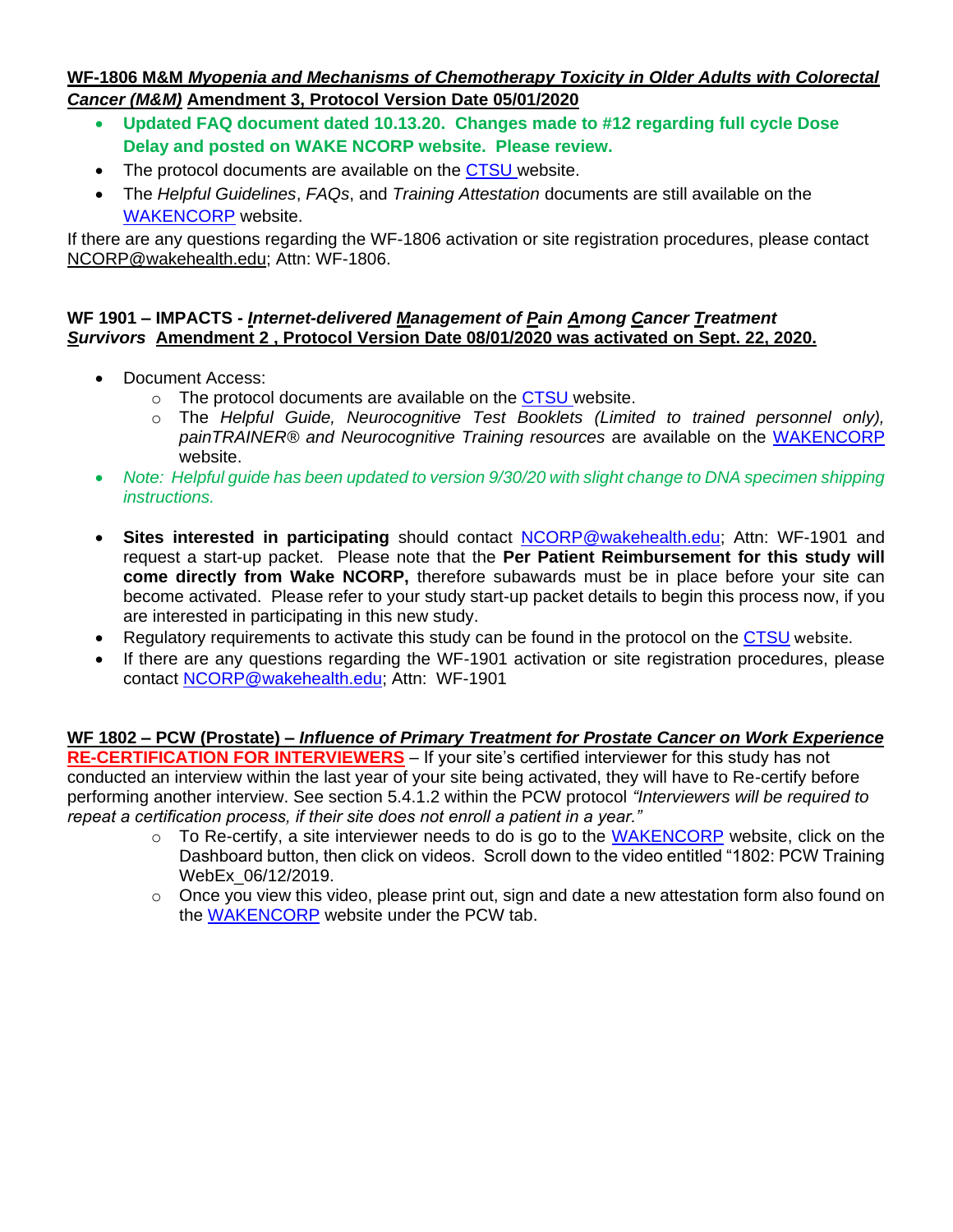**WF-1806 M&M *Myopenia and Mechanisms of Chemotherapy Toxicity in Older Adults with Colorectal Cancer (M&M)* Amendment 3, Protocol Version Date 05/01/2020**

- **Updated FAQ document dated 10.13.20. Changes made to #12 regarding full cycle Dose Delay and posted on WAKE NCORP website. Please review.**
- The protocol documents are available on the CTSU website.
- The *Helpful Guidelines*, *FAQs*, and *Training Attestation* documents are still available on the WAKENCORP website.

If there are any questions regarding the WF-1806 activation or site registration procedures, please contact NCORP@wakehealth.edu; Attn: WF-1806.

**WF 1901 – IMPACTS - *Internet-delivered Management of Pain Among Cancer Treatment Survivors* Amendment 2 , Protocol Version Date 08/01/2020 was activated on Sept. 22, 2020.**

- Document Access:
  - The protocol documents are available on the CTSU website.
  - The *Helpful Guide, Neurocognitive Test Booklets (Limited to trained personnel only), painTRAINER® and Neurocognitive Training resources* are available on the WAKENCORP website.
- *Note: Helpful guide has been updated to version 9/30/20 with slight change to DNA specimen shipping instructions.*
- **Sites interested in participating** should contact NCORP@wakehealth.edu; Attn: WF-1901 and request a start-up packet. Please note that the **Per Patient Reimbursement for this study will come directly from Wake NCORP,** therefore subawards must be in place before your site can become activated. Please refer to your study start-up packet details to begin this process now, if you are interested in participating in this new study.
- Regulatory requirements to activate this study can be found in the protocol on the CTSU website.
- If there are any questions regarding the WF-1901 activation or site registration procedures, please contact NCORP@wakehealth.edu; Attn: WF-1901

**WF 1802 – PCW (Prostate) – *Influence of Primary Treatment for Prostate Cancer on Work Experience***

**RE-CERTIFICATION FOR INTERVIEWERS** – If your site's certified interviewer for this study has not conducted an interview within the last year of your site being activated, they will have to Re-certify before performing another interview. See section 5.4.1.2 within the PCW protocol *"Interviewers will be required to repeat a certification process, if their site does not enroll a patient in a year."*

- To Re-certify, a site interviewer needs to do is go to the WAKENCORP website, click on the Dashboard button, then click on videos. Scroll down to the video entitled "1802: PCW Training WebEx_06/12/2019.
- Once you view this video, please print out, sign and date a new attestation form also found on the WAKENCORP website under the PCW tab.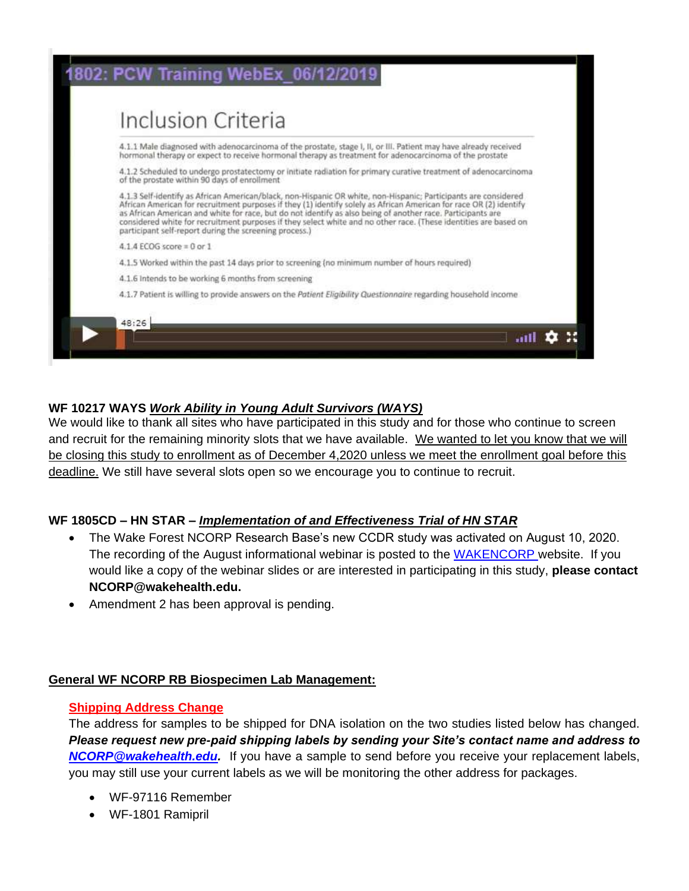1802: PCW Training WebEx_06/12/2019

Inclusion Criteria

4.1.1 Male diagnosed with adenocarcinoma of the prostate, stage I, II, or III. Patient may have already received hormonal therapy or expect to receive hormonal therapy as treatment for adenocarcinoma of the prostate

4.1.2 Scheduled to undergo prostatectomy or initiate radiation for primary curative treatment of adenocarcinoma of the prostate within 90 days of enrollment

4.1.3 Self-identify as African American/black, non-Hispanic OR white, non-Hispanic; Participants are considered African American for recruitment purposes if they (1) identify solely as African American for race OR (2) identify as African American and white for race, but do not identify as also being of another race. Participants are considered white for recruitment purposes if they select white and no other race. (These identities are based on participant self-report during the screening process.)

4.1.4 ECOG score = 0 or 1

4.1.5 Worked within the past 14 days prior to screening (no minimum number of hours required)

4.1.6 Intends to be working 6 months from screening

4.1.7 Patient is willing to provide answers on the *Patient Eligibility Questionnaire* regarding household income

48:26

**WF 10217 WAYS** ***Work Ability in Young Adult Survivors (WAYS)***

We would like to thank all sites who have participated in this study and for those who continue to screen and recruit for the remaining minority slots that we have available. We wanted to let you know that we will be closing this study to enrollment as of December 4,2020 unless we meet the enrollment goal before this deadline. We still have several slots open so we encourage you to continue to recruit.

**WF 1805CD – HN STAR –** ***Implementation of and Effectiveness Trial of HN STAR***

- The Wake Forest NCORP Research Base's new CCDR study was activated on August 10, 2020. The recording of the August informational webinar is posted to the WAKENCORP website. If you would like a copy of the webinar slides or are interested in participating in this study, **please contact NCORP@wakehealth.edu.**
- Amendment 2 has been approval is pending.

**General WF NCORP RB Biospecimen Lab Management:**

**Shipping Address Change**

The address for samples to be shipped for DNA isolation on the two studies listed below has changed. ***Please request new pre-paid shipping labels by sending your Site's contact name and address to NCORP@wakehealth.edu.*** If you have a sample to send before you receive your replacement labels, you may still use your current labels as we will be monitoring the other address for packages.

- WF-97116 Remember
- WF-1801 Ramipril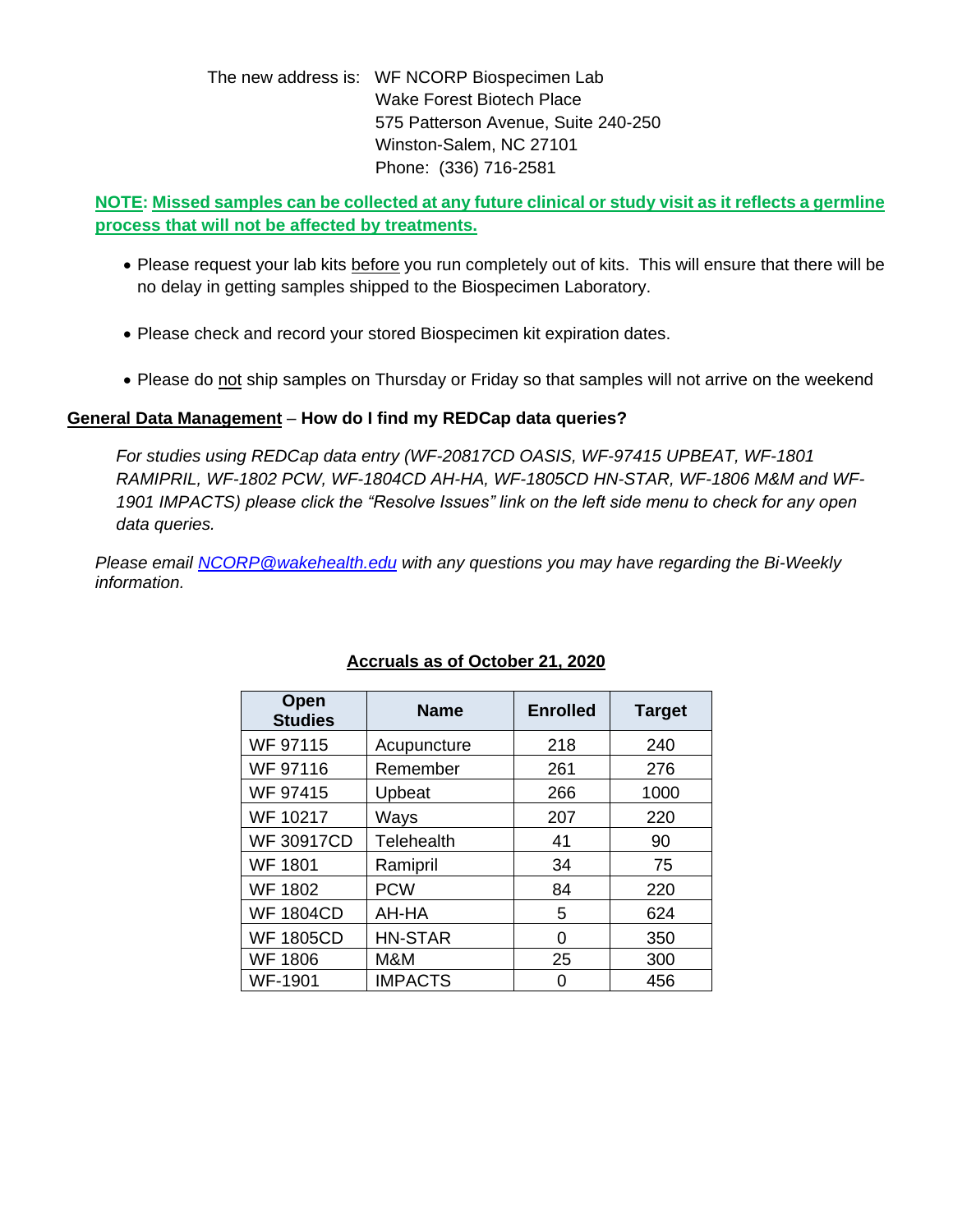The new address is: WF NCORP Biospecimen Lab
Wake Forest Biotech Place
575 Patterson Avenue, Suite 240-250
Winston-Salem, NC 27101
Phone: (336) 716-2581

**NOTE: Missed samples can be collected at any future clinical or study visit as it reflects a germline process that will not be affected by treatments.**

- Please request your lab kits before you run completely out of kits. This will ensure that there will be no delay in getting samples shipped to the Biospecimen Laboratory.

- Please check and record your stored Biospecimen kit expiration dates.

- Please do not ship samples on Thursday or Friday so that samples will not arrive on the weekend

**General Data Management – How do I find my REDCap data queries?**

*For studies using REDCap data entry (WF-20817CD OASIS, WF-97415 UPBEAT, WF-1801 RAMIPRIL, WF-1802 PCW, WF-1804CD AH-HA, WF-1805CD HN-STAR, WF-1806 M&M and WF-1901 IMPACTS) please click the "Resolve Issues" link on the left side menu to check for any open data queries.*

*Please email NCORP@wakehealth.edu with any questions you may have regarding the Bi-Weekly information.*

**Accruals as of October 21, 2020**

| Open Studies | Name | Enrolled | Target |
|---|---|---|---|
| WF 97115 | Acupuncture | 218 | 240 |
| WF 97116 | Remember | 261 | 276 |
| WF 97415 | Upbeat | 266 | 1000 |
| WF 10217 | Ways | 207 | 220 |
| WF 30917CD | Telehealth | 41 | 90 |
| WF 1801 | Ramipril | 34 | 75 |
| WF 1802 | PCW | 84 | 220 |
| WF 1804CD | AH-HA | 5 | 624 |
| WF 1805CD | HN-STAR | 0 | 350 |
| WF 1806 | M&M | 25 | 300 |
| WF-1901 | IMPACTS | 0 | 456 |